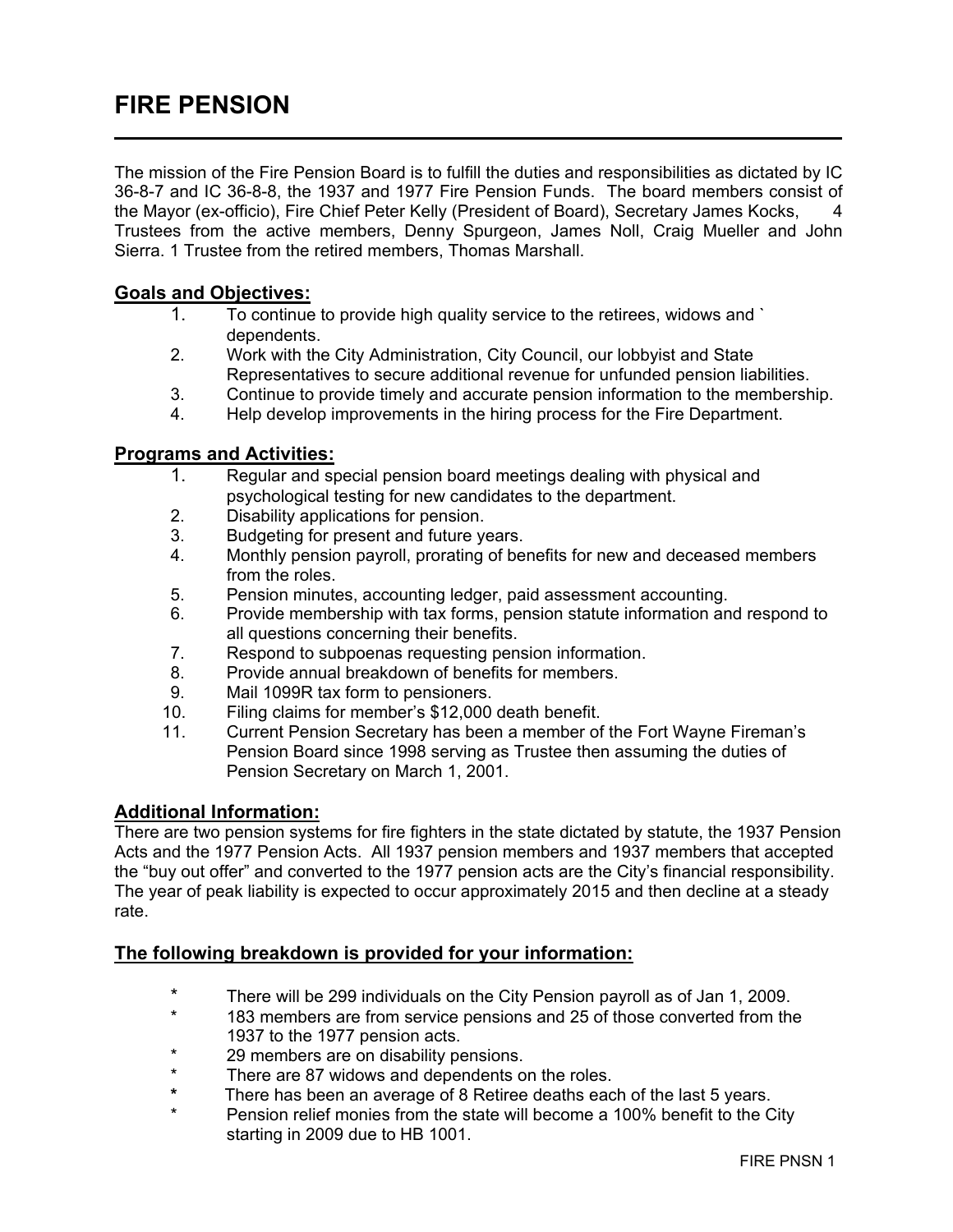# FIRE PENSION

The mission of the Fire Pension Board is to fulfill the duties and responsibilities as dictated by IC 36-8-7 and IC 36-8-8, the 1937 and 1977 Fire Pension Funds. The board members consist of the Mayor (ex-officio), Fire Chief Peter Kelly (President of Board), Secretary James Kocks, 4 Trustees from the active members, Denny Spurgeon, James Noll, Craig Mueller and John Sierra. 1 Trustee from the retired members, Thomas Marshall.

## Goals and Objectives:

1. To continue to provide high quality service to the retirees, widows and ` dependents.
2. Work with the City Administration, City Council, our lobbyist and State Representatives to secure additional revenue for unfunded pension liabilities.
3. Continue to provide timely and accurate pension information to the membership.
4. Help develop improvements in the hiring process for the Fire Department.

## Programs and Activities:

1. Regular and special pension board meetings dealing with physical and psychological testing for new candidates to the department.
2. Disability applications for pension.
3. Budgeting for present and future years.
4. Monthly pension payroll, prorating of benefits for new and deceased members from the roles.
5. Pension minutes, accounting ledger, paid assessment accounting.
6. Provide membership with tax forms, pension statute information and respond to all questions concerning their benefits.
7. Respond to subpoenas requesting pension information.
8. Provide annual breakdown of benefits for members.
9. Mail 1099R tax form to pensioners.
10. Filing claims for member's $12,000 death benefit.
11. Current Pension Secretary has been a member of the Fort Wayne Fireman's Pension Board since 1998 serving as Trustee then assuming the duties of Pension Secretary on March 1, 2001.

## Additional Information:

There are two pension systems for fire fighters in the state dictated by statute, the 1937 Pension Acts and the 1977 Pension Acts. All 1937 pension members and 1937 members that accepted the "buy out offer" and converted to the 1977 pension acts are the City's financial responsibility. The year of peak liability is expected to occur approximately 2015 and then decline at a steady rate.

## The following breakdown is provided for your information:

* There will be 299 individuals on the City Pension payroll as of Jan 1, 2009.
* 183 members are from service pensions and 25 of those converted from the 1937 to the 1977 pension acts.
* 29 members are on disability pensions.
* There are 87 widows and dependents on the roles.
* There has been an average of 8 Retiree deaths each of the last 5 years.
* Pension relief monies from the state will become a 100% benefit to the City starting in 2009 due to HB 1001.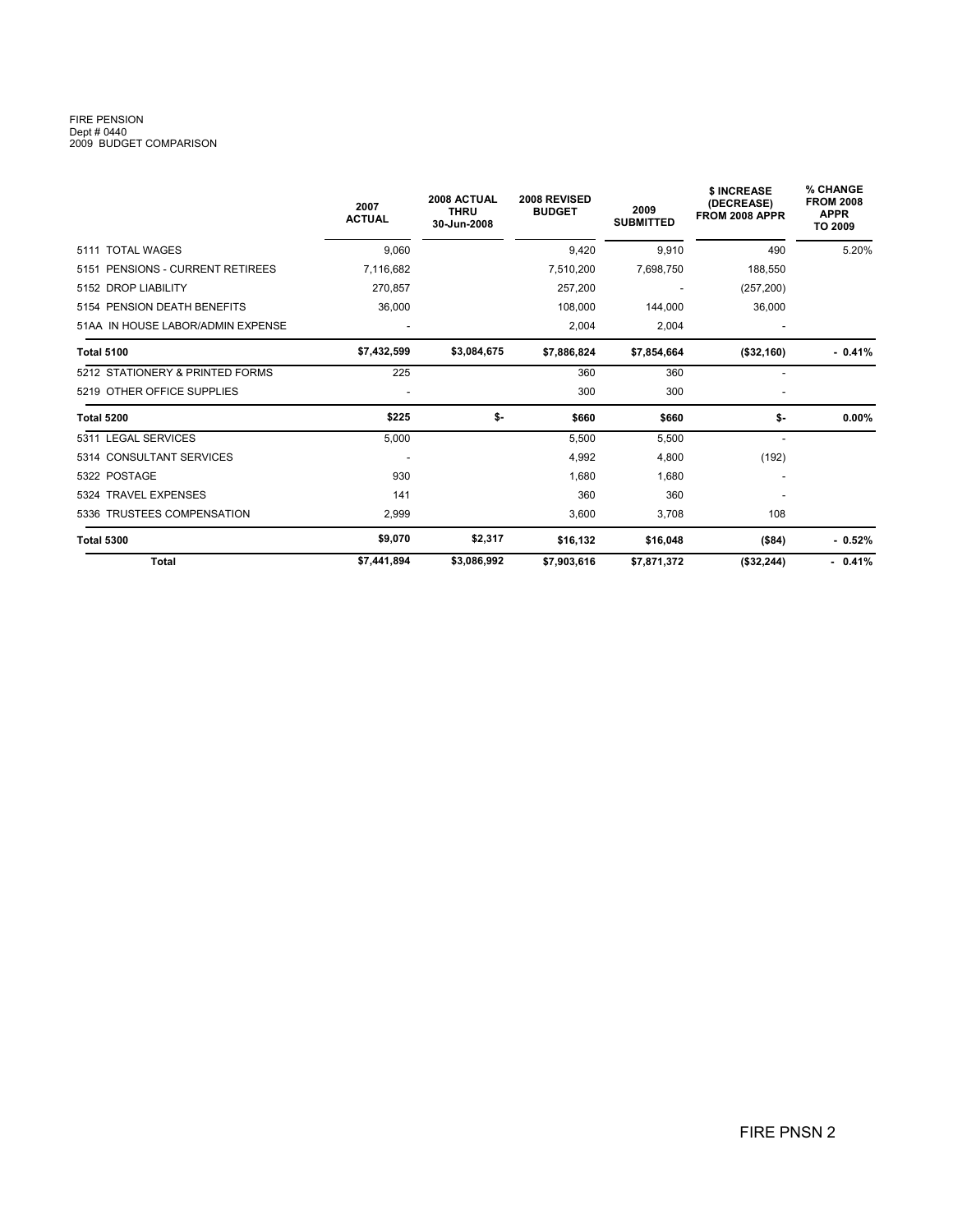FIRE PENSION
Dept # 0440
2009 BUDGET COMPARISON

| | 2007 ACTUAL | 2008 ACTUAL THRU 30-Jun-2008 | 2008 REVISED BUDGET | 2009 SUBMITTED | $ INCREASE (DECREASE) FROM 2008 APPR | % CHANGE FROM 2008 APPR TO 2009 |
|---|---|---|---|---|---|---|
| 5111 TOTAL WAGES | 9,060 | | 9,420 | 9,910 | 490 | 5.20% |
| 5151 PENSIONS - CURRENT RETIREES | 7,116,682 | | 7,510,200 | 7,698,750 | 188,550 | |
| 5152 DROP LIABILITY | 270,857 | | 257,200 | - | (257,200) | |
| 5154 PENSION DEATH BENEFITS | 36,000 | | 108,000 | 144,000 | 36,000 | |
| 51AA IN HOUSE LABOR/ADMIN EXPENSE | - | | 2,004 | 2,004 | - | |
| **Total 5100** | **$7,432,599** | **$3,084,675** | **$7,886,824** | **$7,854,664** | **($32,160)** | **- 0.41%** |
| 5212 STATIONERY & PRINTED FORMS | 225 | | 360 | 360 | - | |
| 5219 OTHER OFFICE SUPPLIES | - | | 300 | 300 | - | |
| **Total 5200** | **$225** | **$-** | **$660** | **$660** | **$-** | **0.00%** |
| 5311 LEGAL SERVICES | 5,000 | | 5,500 | 5,500 | - | |
| 5314 CONSULTANT SERVICES | - | | 4,992 | 4,800 | (192) | |
| 5322 POSTAGE | 930 | | 1,680 | 1,680 | - | |
| 5324 TRAVEL EXPENSES | 141 | | 360 | 360 | - | |
| 5336 TRUSTEES COMPENSATION | 2,999 | | 3,600 | 3,708 | 108 | |
| **Total 5300** | **$9,070** | **$2,317** | **$16,132** | **$16,048** | **($84)** | **- 0.52%** |
| **Total** | **$7,441,894** | **$3,086,992** | **$7,903,616** | **$7,871,372** | **($32,244)** | **- 0.41%** |